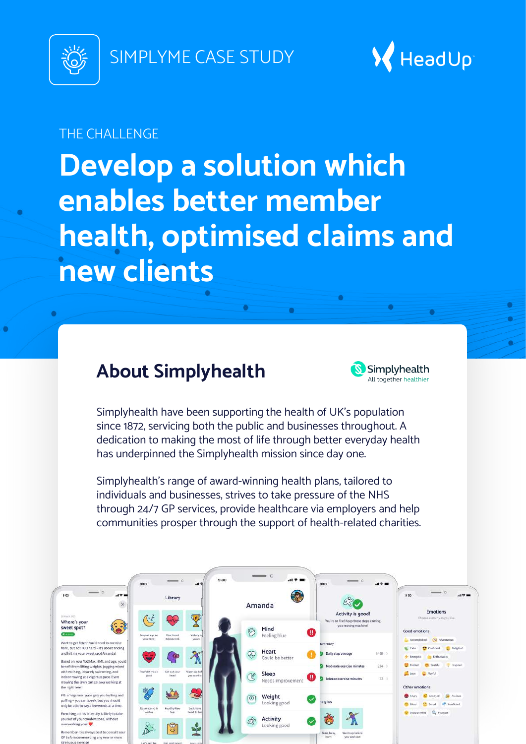SIMPLYME CASE STUDY

HeadUp

THE CHALLENGE

# Develop a solution which enables better member health, optimised claims and new clients

## About Simplyhealth

Simplyhealth
All together healthier

Simplyhealth have been supporting the health of UK's population since 1872, servicing both the public and businesses throughout. A dedication to making the most of life through better everyday health has underpinned the Simplyhealth mission since day one.

Simplyhealth's range of award-winning health plans, tailored to individuals and businesses, strives to take pressure of the NHS through 24/7 GP services, provide healthcare via employers and help communities prosper through the support of health-related charities.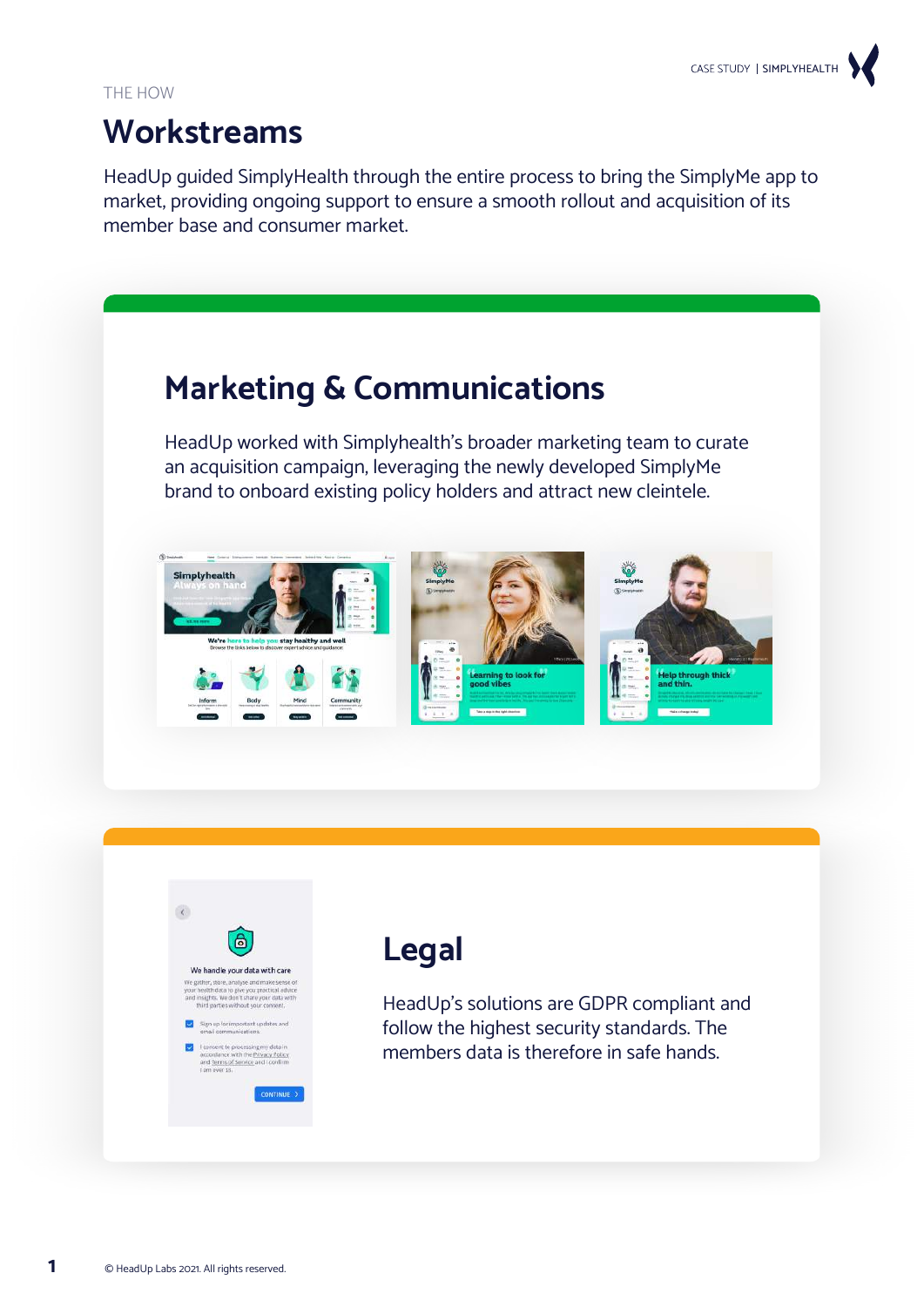THE HOW

# Workstreams

HeadUp guided SimplyHealth through the entire process to bring the SimplyMe app to market, providing ongoing support to ensure a smooth rollout and acquisition of its member base and consumer market.

## Marketing & Communications

HeadUp worked with Simplyhealth's broader marketing team to curate an acquisition campaign, leveraging the newly developed SimplyMe brand to onboard existing policy holders and attract new cleintele.

## Legal

HeadUp's solutions are GDPR compliant and follow the highest security standards. The members data is therefore in safe hands.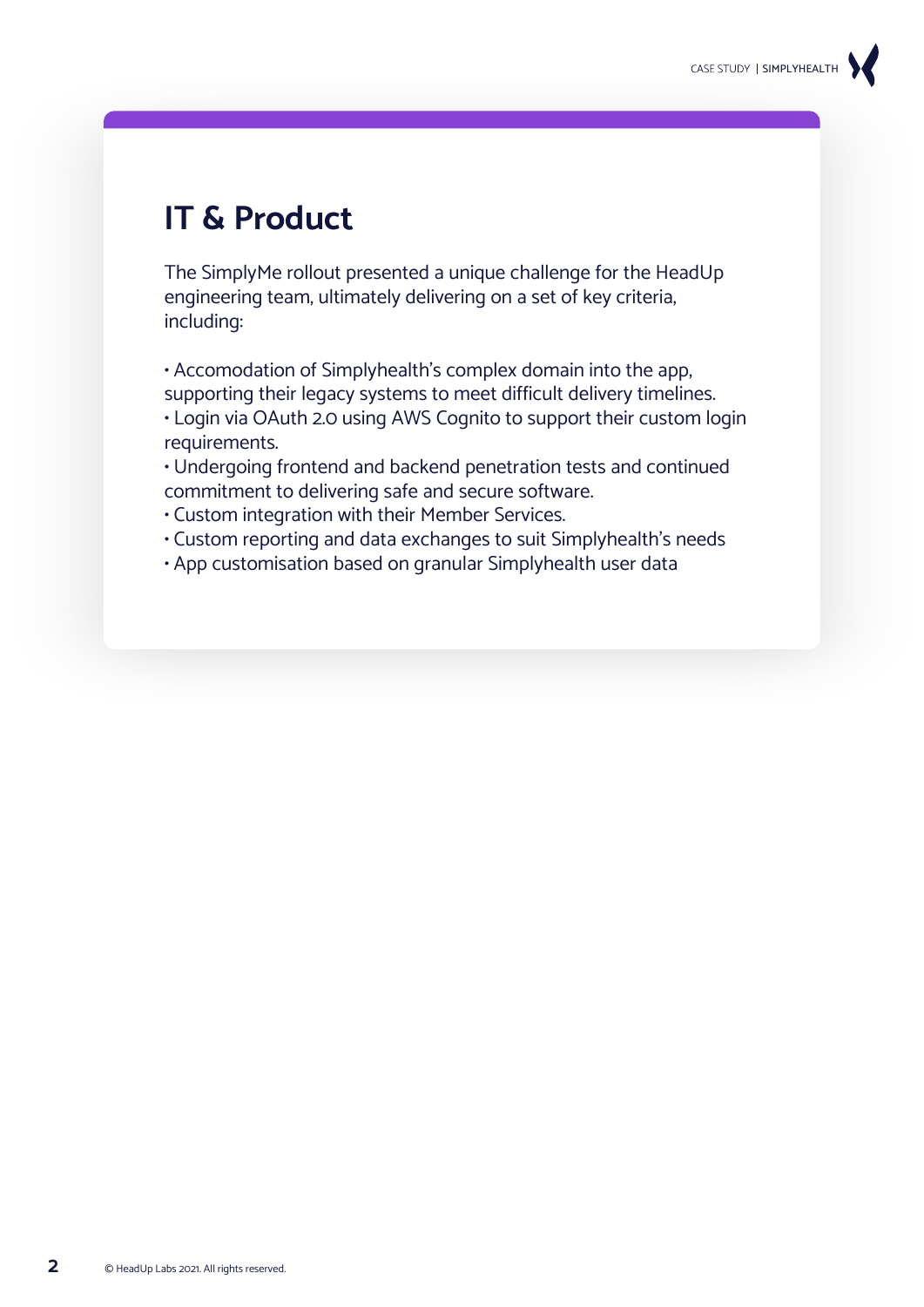# IT & Product

The SimplyMe rollout presented a unique challenge for the HeadUp engineering team, ultimately delivering on a set of key criteria, including:

- Accomodation of Simplyhealth's complex domain into the app, supporting their legacy systems to meet difficult delivery timelines.
- Login via OAuth 2.0 using AWS Cognito to support their custom login requirements.
- Undergoing frontend and backend penetration tests and continued commitment to delivering safe and secure software.
- Custom integration with their Member Services.
- Custom reporting and data exchanges to suit Simplyhealth's needs
- App customisation based on granular Simplyhealth user data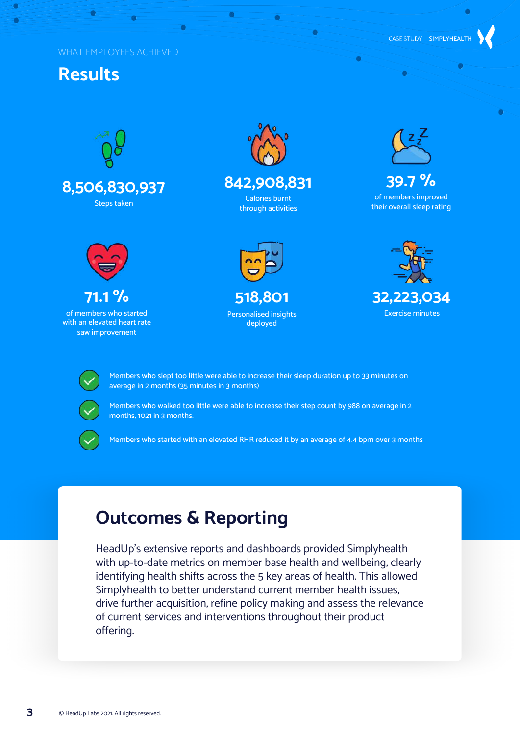WHAT EMPLOYEES ACHIEVED

# Results

**8,506,830,937**
Steps taken

**842,908,831**
Calories burnt through activities

**39.7 %**
of members improved their overall sleep rating

**71.1 %**
of members who started with an elevated heart rate saw improvement

**518,801**
Personalised insights deployed

**32,223,034**
Exercise minutes

- Members who slept too little were able to increase their sleep duration up to 33 minutes on average in 2 months (35 minutes in 3 months)
- Members who walked too little were able to increase their step count by 988 on average in 2 months, 1021 in 3 months.
- Members who started with an elevated RHR reduced it by an average of 4.4 bpm over 3 months

## Outcomes & Reporting

HeadUp's extensive reports and dashboards provided Simplyhealth with up-to-date metrics on member base health and wellbeing, clearly identifying health shifts across the 5 key areas of health. This allowed Simplyhealth to better understand current member health issues, drive further acquisition, refine policy making and assess the relevance of current services and interventions throughout their product offering.

© HeadUp Labs 2021. All rights reserved.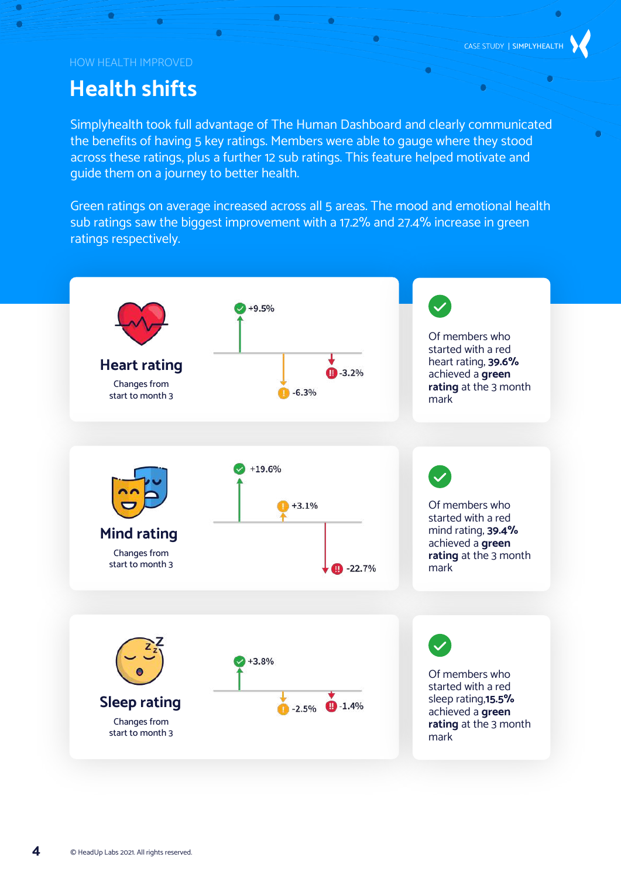HOW HEALTH IMPROVED

# Health shifts

Simplyhealth took full advantage of The Human Dashboard and clearly communicated the benefits of having 5 key ratings. Members were able to gauge where they stood across these ratings, plus a further 12 sub ratings. This feature helped motivate and guide them on a journey to better health.

Green ratings on average increased across all 5 areas. The mood and emotional health sub ratings saw the biggest improvement with a 17.2% and 27.4% increase in green ratings respectively.

## Heart rating

Changes from start to month 3

+9.5%

-6.3%

-3.2%

Of members who started with a red heart rating, **39.6%** achieved a **green rating** at the 3 month mark

## Mind rating

Changes from start to month 3

+19.6%

+3.1%

-22.7%

Of members who started with a red mind rating, **39.4%** achieved a **green rating** at the 3 month mark

## Sleep rating

Changes from start to month 3

+3.8%

-2.5%

-1.4%

Of members who started with a red sleep rating,**15.5%** achieved a **green rating** at the 3 month mark

© HeadUp Labs 2021. All rights reserved.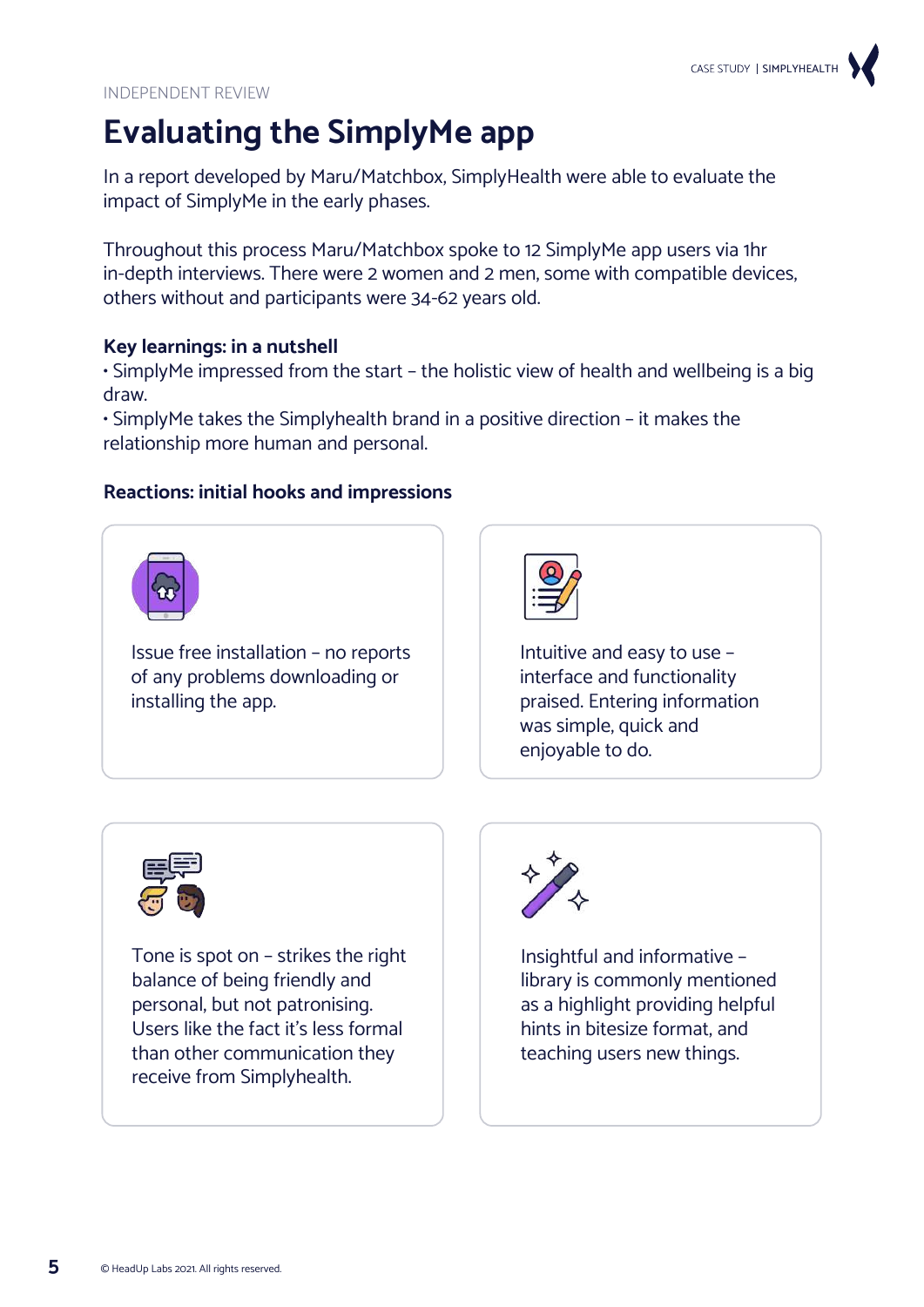INDEPENDENT REVIEW

# Evaluating the SimplyMe app

In a report developed by Maru/Matchbox, SimplyHealth were able to evaluate the impact of SimplyMe in the early phases.

Throughout this process Maru/Matchbox spoke to 12 SimplyMe app users via 1hr in-depth interviews. There were 2 women and 2 men, some with compatible devices, others without and participants were 34-62 years old.

**Key learnings: in a nutshell**

- SimplyMe impressed from the start – the holistic view of health and wellbeing is a big draw.
- SimplyMe takes the Simplyhealth brand in a positive direction – it makes the relationship more human and personal.

**Reactions: initial hooks and impressions**

Issue free installation – no reports of any problems downloading or installing the app.

Intuitive and easy to use – interface and functionality praised. Entering information was simple, quick and enjoyable to do.

Tone is spot on – strikes the right balance of being friendly and personal, but not patronising. Users like the fact it's less formal than other communication they receive from Simplyhealth.

Insightful and informative – library is commonly mentioned as a highlight providing helpful hints in bitesize format, and teaching users new things.

© HeadUp Labs 2021. All rights reserved.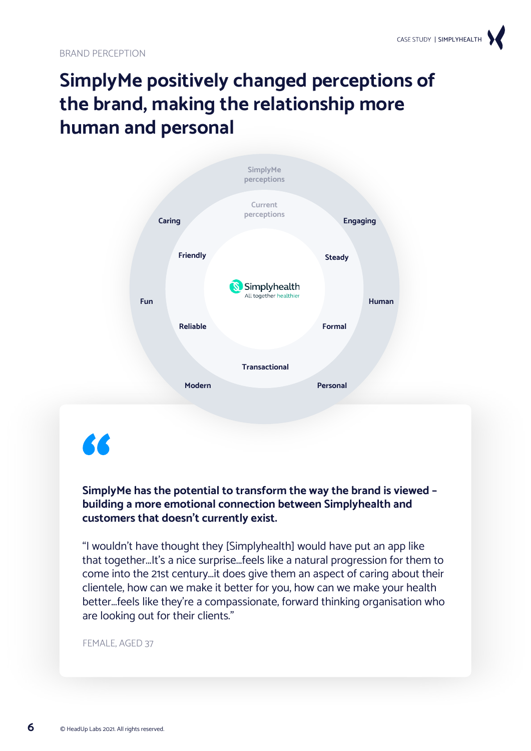BRAND PERCEPTION

# SimplyMe positively changed perceptions of the brand, making the relationship more human and personal

SimplyMe perceptions

Current perceptions

Caring

Engaging

Friendly

Steady

Simplyhealth
All together healthier

Fun

Human

Reliable

Formal

Transactional

Modern

Personal

**SimplyMe has the potential to transform the way the brand is viewed – building a more emotional connection between Simplyhealth and customers that doesn't currently exist.**

"I wouldn't have thought they [Simplyhealth] would have put an app like that together...It's a nice surprise...feels like a natural progression for them to come into the 21st century...it does give them an aspect of caring about their clientele, how can we make it better for you, how can we make your health better...feels like they're a compassionate, forward thinking organisation who are looking out for their clients."

FEMALE, AGED 37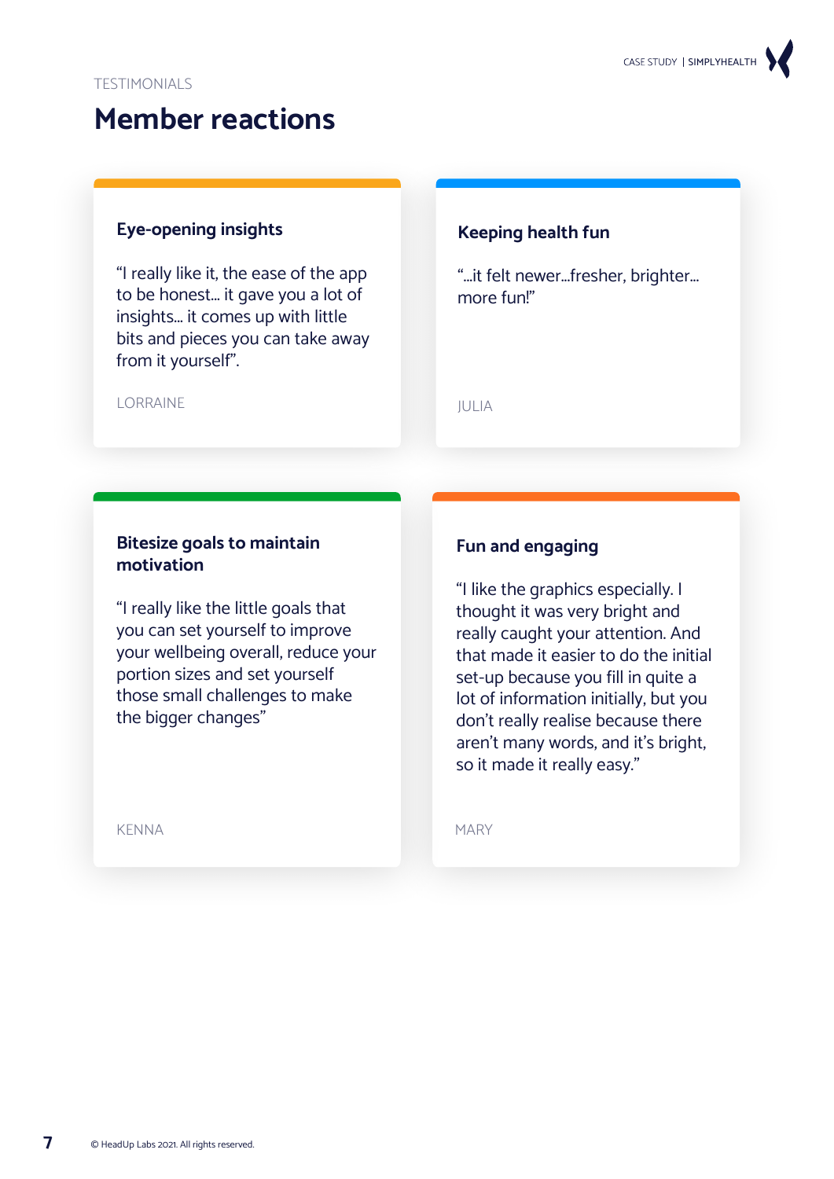TESTIMONIALS

# Member reactions

### Eye-opening insights

"I really like it, the ease of the app to be honest... it gave you a lot of insights... it comes up with little bits and pieces you can take away from it yourself".

LORRAINE

### Keeping health fun

"...it felt newer...fresher, brighter... more fun!"

JULIA

### Bitesize goals to maintain motivation

"I really like the little goals that you can set yourself to improve your wellbeing overall, reduce your portion sizes and set yourself those small challenges to make the bigger changes"

KENNA

### Fun and engaging

"I like the graphics especially. I thought it was very bright and really caught your attention. And that made it easier to do the initial set-up because you fill in quite a lot of information initially, but you don't really realise because there aren't many words, and it's bright, so it made it really easy."

MARY

© HeadUp Labs 2021. All rights reserved.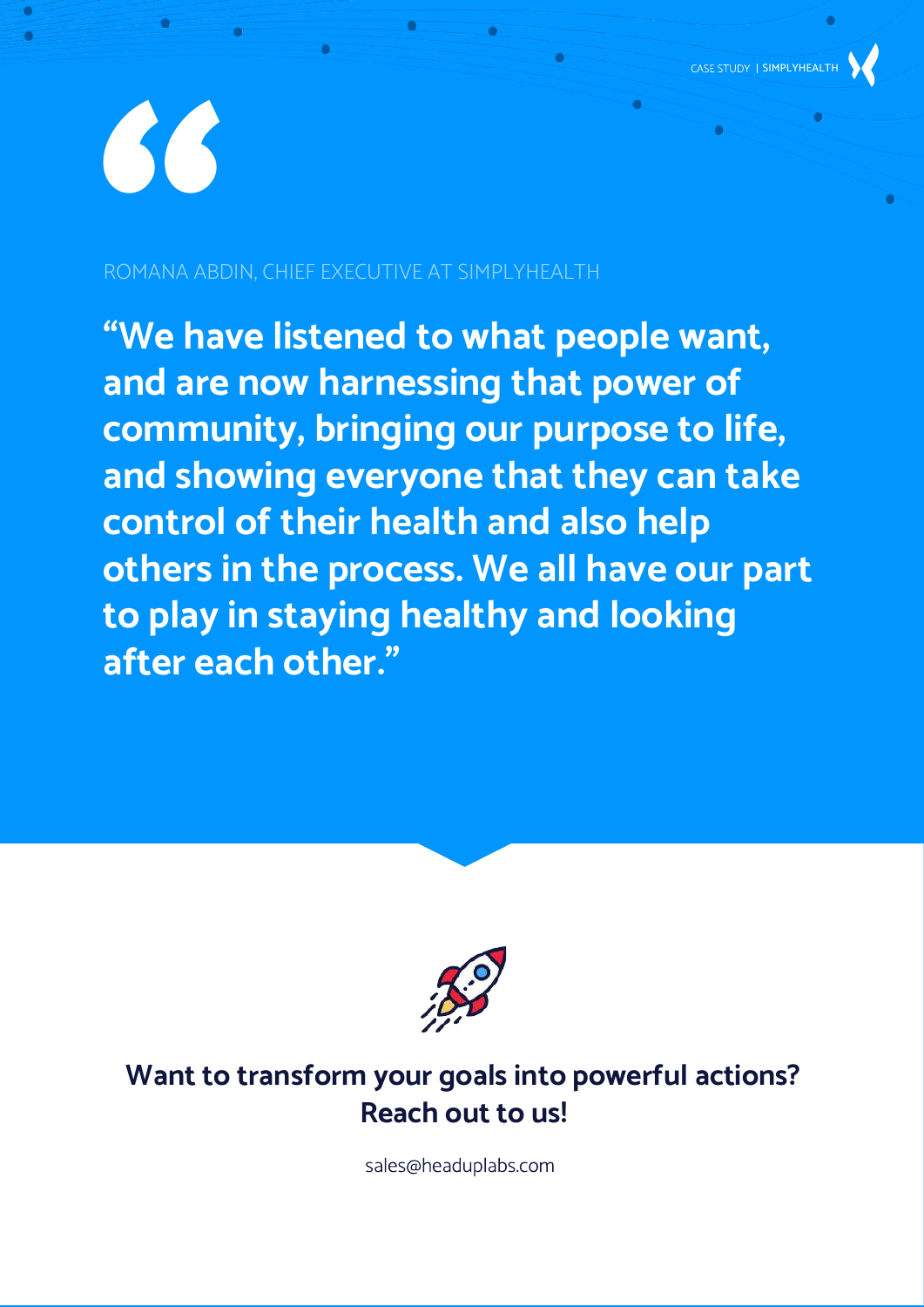ROMANA ABDIN, CHIEF EXECUTIVE AT SIMPLYHEALTH

**"We have listened to what people want, and are now harnessing that power of community, bringing our purpose to life, and showing everyone that they can take control of their health and also help others in the process. We all have our part to play in staying healthy and looking after each other."**

**Want to transform your goals into powerful actions? Reach out to us!**

sales@headuplabs.com